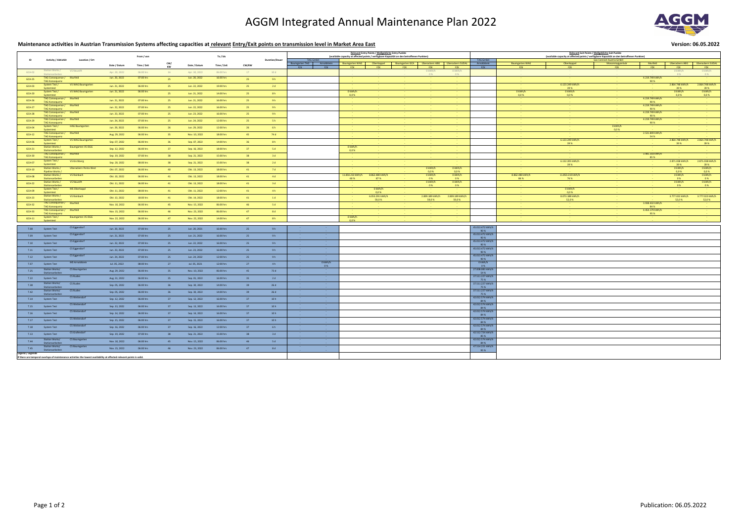# AGGM Integrated Annual Maintenance Plan 2022

**Maintenance activities in Austrian Transmission Systems affecting capacities at relevant Entry/Exit points on transmission level in Market Area East**

**Version: 06.05.2022**

| ID | Activity / Aktivität | Location / Ort | From / von | | | To / bis | | | Duration/Dauer | Relevant Entry Points / Maßgebliche Entry Punkte (available capacity at affected points / verfügbare Kapazität an den betroffenen Punkten) | | | | | | | Relevant Exit Points / Maßgebliche Exit Punkte (available capacity at affected points / verfügbare Kapazität an den betroffenen Punkten) | | | | | | |
|---|---|---|---|---|---|---|---|---|---|---|---|---|---|---|---|---|---|---|---|---|---|---|---|
| | | | | | | | | | | TAG GmbH | | Gas Connect Austria GmbH | | | | | TAG GmbH | Gas Connect Austria GmbH | | | | | |
| | | | Date / Datum | Time / Zeit | CW/KW | Date / Datum | Time / Zeit | CW/KW | | Baumgarten TAG | Arnoldstein | Baumgarten WAG | Oberkappel | Baumgarten GCA | Überackern ABG | Überackern SUDAL | Arnoldstein | Baumgarten WAG | Oberkappel | Mosonmagyaróvár | Murfeld | Überackern ABG | Überackern SUDAL |
| | | | | | | | | | | FZK | FZK | FZK | FZK | FZK | FZK | FZK | FZK | FZK | FZK | FZK | FZK | FZK | FZK |
| GCA-01 | Station Works / Stationsarbeiten | VS Neustift | Apr. 20, 2022 | 06:00 hrs | 16 | Apr. 30, 2022 | 06:00 hrs | 17 | 10 d | | | - | - | - | 0 kWh/h 0 % | 0 kWh/h 0 % | | - | - | - | - | 0 kWh/h 0 % | 0 kWh/h 0 % |
| GCA-25 | TAG Consequence / TAG Konsequenz | Murfeld | Jun. 20, 2022 | 07:00 hrs | 25 | Jun. 20, 2022 | 16:00 hrs | 25 | 9 h | | | - | - | - | - | - | | - | - | - | 4.229.749 kWh/h 90 % | - | - |
| GCA-03 | System Test / Systemtest | VS WAG Baumgarten | Jun. 21, 2022 | 06:00 hrs | 25 | Jun. 22, 2022 | 19:00 hrs | 25 | 2 d | | | - | - | - | - | - | | - | 6.123.249 kWh/h 39 % | - | - | 2.864.748 kWh/h 39 % | 2.864.748 kWh/h 39 % |
| GCA-20 | System Test / Systemtest | VS WAG Baumgarten | Jun. 21, 2022 | 06:00 hrs | 25 | Jun. 21, 2022 | 14:00 hrs | 25 | 8 h | | | 0 kWh/h 0,0 % | - | - | - | - | | 0 kWh/h 0,0 % | 0 kWh/h 0,0 % | - | - | 0 kWh/h 0,0 % | 0 kWh/h 0,0 % |
| GCA-26 | TAG Consequence / TAG Konsequenz | Murfeld | Jun. 21, 2022 | 07:00 hrs | 25 | Jun. 21, 2022 | 16:00 hrs | 25 | 9 h | | | - | - | - | - | - | | - | - | - | 4.229.749 kWh/h 90 % | - | - |
| GCA-27 | TAG Consequence / TAG Konsequenz | Murfeld | Jun. 22, 2022 | 07:00 hrs | 25 | Jun. 22, 2022 | 16:00 hrs | 25 | 9 h | | | - | - | - | - | - | | - | - | - | 4.229.749 kWh/h 90 % | - | - |
| GCA-28 | TAG Consequence / TAG Konsequenz | Murfeld | Jun. 23, 2022 | 07:00 hrs | 25 | Jun. 23, 2022 | 16:00 hrs | 25 | 9 h | | | - | - | - | - | - | | - | - | - | 4.229.749 kWh/h 90 % | - | - |
| GCA-29 | TAG Consequence / TAG Konsequenz | Murfeld | Jun. 24, 2022 | 07:00 hrs | 25 | Jun. 24, 2022 | 12:00 hrs | 25 | 5 h | | | - | - | - | - | - | | - | - | - | 4.229.749 kWh/h 90 % | - | - |
| GCA-04 | System Test / Systemtest | HAG Baumgarten | Jun. 29, 2022 | 06:00 hrs | 26 | Jun. 29, 2022 | 12:00 hrs | 26 | 6 h | | | - | - | - | - | - | | - | - | 0 kWh/h 0,0 % | - | - | - |
| GCA-12 | TAG Consequence / TAG Konsequenz | Murfeld | Aug. 29, 2022 | 06:00 hrs | 35 | Nov. 10, 2022 | 18:00 hrs | 45 | 74 d | | | - | - | - | - | - | | - | - | - | 2.521.849 kWh/h 54 % | - | - |
| GCA-06 | System Test / Systemtest | VS WAG Baumgarten | Sep. 07, 2022 | 06:00 hrs | 36 | Sep. 07, 2022 | 14:00 hrs | 36 | 8 h | | | - | - | - | - | - | | - | 6.123.249 kWh/h 39 % | - | - | 2.864.748 kWh/h 39 % | 2.864.748 kWh/h 39 % |
| GCA-21 | Station Works / Stationsarbeiten | Baumgarten VS OGG | Sep. 12, 2022 | 06:00 hrs | 37 | Sep. 16, 2022 | 18:00 hrs | 37 | 5 d | | | 0 kWh/h 0,0 % | - | - | - | - | | - | - | - | - | - | - |
| GCA-30 | TAG Consequence / TAG Konsequenz | Murfeld | Sep. 19, 2022 | 07:00 hrs | 38 | Sep. 21, 2022 | 15:00 hrs | 38 | 3 d | | | - | - | - | - | - | | - | - | - | 3.965.318 kWh/h 85 % | - | - |
| GCA-07 | System Test / Systemtest | VS Kirchberg | Sep. 20, 2022 | 08:00 hrs | 38 | Sep. 21, 2022 | 15:00 hrs | 38 | 2 d | | | - | - | - | - | - | | - | 6.132.205 kWh/h 39 % | - | - | 2.871.038 kWh/h 39 % | 2.871.038 kWh/h 39 % |
| GCA-10 | Station Works / Pipeline Works | Überackern Penta West | Oct. 07, 2022 | 06:00 hrs | 40 | Oct. 13, 2022 | 18:00 hrs | 41 | 7 d | | | - | - | - | 0 kWh/h 0,0 % | 0 kWh/h 0,0 % | | - | - | - | - | 0 kWh/h 0,0 % | 0 kWh/h 0,0 % |
| GCA-08 | Station Works / Stationsarbeiten | VS Rainbach | Oct. 10, 2022 | 06:00 hrs | 41 | Oct. 13, 2022 | 18:00 hrs | 41 | 4 d | | | 11.850.210 kWh/h 60 % | 8.862.480 kWh/h 87 % | - | 0 kWh/h 0 % | 0 kWh/h 0 % | | 8.862.480 kWh/h 86 % | 11.850.210 kWh/h 76 % | - | - | 0 kWh/h 0 % | 0 kWh/h 0 % |
| GCA-22 | Station Works / Stationsarbeiten | VS Neustift | Oct. 11, 2022 | 06:00 hrs | 41 | Oct. 13, 2022 | 18:00 hrs | 41 | 3 d | | | - | - | - | 0 kWh/h 0 % | 0 kWh/h 0 % | | - | - | - | - | 0 kWh/h 0 % | 0 kWh/h 0 % |
| GCA-09 | System Test / Systemtest | MS Oberkappel | Oct. 11, 2022 | 08:00 hrs | 41 | Oct. 11, 2022 | 12:00 hrs | 41 | 4 h | | | - | 0 kWh/h 0,0 % | - | - | - | | - | 0 kWh/h 0,0 % | - | - | - | - |
| GCA-23 | Station Works / Stationsarbeiten | VS Rainbach | Oct. 13, 2022 | 18:00 hrs | 41 | Oct. 14, 2022 | 18:00 hrs | 41 | 1 d | | | - | 6.053.291 kWh/h 58,0 % | - | 2.809.189 kWh/h 59,0 % | 2.809.189 kWh/h 59,0 % | | - | 8.073.188 kWh/h 52,0 % | - | - | 3.777.022 kWh/h 52,0 % | 3.777.022 kWh/h 52,0 % |
| GCA-32 | TAG Consequence / TAG Konsequenz | Murfeld | Nov. 10, 2022 | 06:00 hrs | 45 | Nov. 15, 2022 | 06:00 hrs | 46 | 5 d | | | - | - | - | - | - | | - | - | - | 3.928.432 kWh/h 84 % | - | - |
| GCA-33 | TAG Consequence / TAG Konsequenz | Murfeld | Nov. 15, 2022 | 06:00 hrs | 46 | Nov. 23, 2022 | 06:00 hrs | 47 | 8 d | | | - | - | - | - | - | | - | - | - | 4.454.179 kWh/h 95 % | - | - |
| GCA-11 | System Test / Systemtest | Baumgarten VS OGG | Nov. 22, 2022 | 06:00 hrs | 47 | Nov. 22, 2022 | 14:00 hrs | 47 | 8 h | | | 0 kWh/h 0,0 % | - | - | - | - | | - | - | - | - | - | - |
| T.08 | System Test | CS Eggendorf | Jun. 20, 2022 | 07:00 hrs | 25 | Jun. 20, 2022 | 16:00 hrs | 25 | 9 h | - | - | | | | | | 45.013.472 kWh/h 90 % | | | | | | |
| T.09 | System Test | CS Eggendorf | Jun. 21, 2022 | 07:00 hrs | 25 | Jun. 21, 2022 | 16:00 hrs | 25 | 9 h | - | - | | | | | | 45.013.472 kWh/h 90 % | | | | | | |
| T.10 | System Test | CS Eggendorf | Jun. 22, 2022 | 07:00 hrs | 25 | Jun. 22, 2022 | 16:00 hrs | 25 | 9 h | - | - | | | | | | 45.013.472 kWh/h 90 % | | | | | | |
| T.11 | System Test | CS Eggendorf | Jun. 23, 2022 | 07:00 hrs | 25 | Jun. 23, 2022 | 16:00 hrs | 25 | 9 h | - | - | | | | | | 45.013.472 kWh/h 90 % | | | | | | |
| T.12 | System Test | CS Eggendorf | Jun. 24, 2022 | 07:00 hrs | 25 | Jun. 24, 2022 | 12:00 hrs | 25 | 5 h | - | - | | | | | | 45.013.472 kWh/h 90 % | | | | | | |
| T.07 | System Test | MS Arnoldstein | Jul. 05, 2022 | 08:00 hrs | 27 | Jul. 05, 2022 | 12:00 hrs | 27 | 4 h | - | 0 kWh/h 0 % | | | | | | 0 kWh/h 0 % | | | | | | |
| T.21 | Station Works/ Stationsarbeiten | CS Baumgarten | Aug. 29, 2022 | 06:00 hrs | 35 | Nov. 10, 2022 | 06:00 hrs | 45 | 73 d | - | - | | | | | | 27.008.083 kWh/h 54 % | | | | | | |
| T.22 | System Test | CS Ruden | Aug. 31, 2022 | 06:00 hrs | 35 | Sep. 01, 2022 | 16:00 hrs | 35 | 2 d | - | - | | | | | | 37.511.227 kWh/h 75 % | | | | | | |
| T.38 | Station Works/ Stationsarbeiten | CS Ruden | Sep. 05, 2022 | 06:00 hrs | 36 | Sep. 30, 2022 | 14:00 hrs | 39 | 26 d | - | - | | | | | | 37.511.227 kWh/h 75 % | | | | | | |
| T.42 | Station Works/ Stationsarbeiten | CS Ruden | Sep. 05, 2022 | 06:00 hrs | 36 | Sep. 30, 2022 | 14:00 hrs | 39 | 26 d | - | - | | | | | | 37.511.227 kWh/h 75 % | | | | | | |
| T.14 | System Test | CS Weitendorf | Sep. 12, 2022 | 06:00 hrs | 37 | Sep. 12, 2022 | 16:00 hrs | 37 | 10 h | - | - | | | | | | 42.012.574 kWh/h 84 % | | | | | | |
| T.15 | System Test | CS Weitendorf | Sep. 13, 2022 | 06:00 hrs | 37 | Sep. 13, 2022 | 16:00 hrs | 37 | 10 h | - | - | | | | | | 42.012.574 kWh/h 84 % | | | | | | |
| T.16 | System Test | CS Weitendorf | Sep. 14, 2022 | 06:00 hrs | 37 | Sep. 14, 2022 | 16:00 hrs | 37 | 10 h | - | - | | | | | | 42.012.574 kWh/h 84 % | | | | | | |
| T.17 | System Test | CS Weitendorf | Sep. 15, 2022 | 06:00 hrs | 37 | Sep. 15, 2022 | 16:00 hrs | 37 | 10 h | - | - | | | | | | 42.012.574 kWh/h 84 % | | | | | | |
| T.18 | System Test | CS Weitendorf | Sep. 16, 2022 | 06:00 hrs | 37 | Sep. 16, 2022 | 12:00 hrs | 37 | 6 h | - | - | | | | | | 42.012.574 kWh/h 84 % | | | | | | |
| T.13 | System Test | CS Grafendorf | Sep. 19, 2022 | 07:00 hrs | 38 | Sep. 21, 2022 | 15:00 hrs | 38 | 3 d | - | - | | | | | | 42.512.724 kWh/h 85 % | | | | | | |
| T.44 | Station Works/ Stationsarbeiten | CS Baumgarten | Nov. 10, 2022 | 06:00 hrs | 45 | Nov. 15, 2022 | 06:00 hrs | 46 | 5 d | - | - | | | | | | 42.012.574 kWh/h 84 % | | | | | | |
| T.45 | Station Works/ Stationsarbeiten | CS Baumgarten | Nov. 15, 2022 | 06:00 hrs | 46 | Nov. 23, 2022 | 06:00 hrs | 47 | 8 d | - | - | | | | | | 47.514.221 kWh/h 95 % | | | | | | |

**Legend / Legende**

If there are temporal overlaps of maintenance activities the lowest availability at affected relevant points is valid.

Publication: 06.05.2022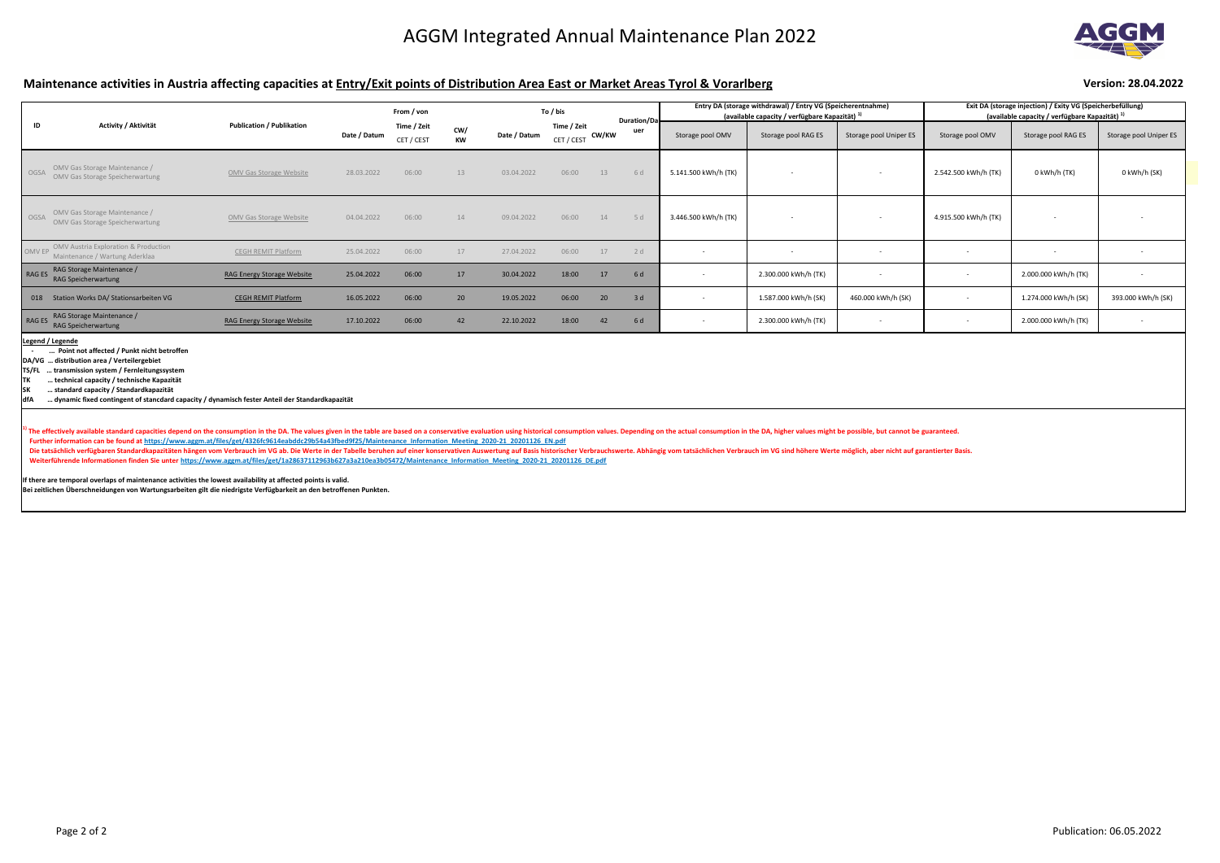# AGGM Integrated Annual Maintenance Plan 2022

## Maintenance activities in Austria affecting capacities at Entry/Exit points of Distribution Area East or Market Areas Tyrol & Vorarlberg

**Version: 28.04.2022**

| ID | Activity / Aktivität | Publication / Publikation | From / von | | | To / bis | | | Duration/Dauer | Entry DA (storage withdrawal) / Entry VG (Speicherentnahme) (available capacity / verfügbare Kapazität) [1] | | | Exit DA (storage injection) / Exity VG (Speicherbefüllung) (available capacity / verfügbare Kapazität) [1] | | |
|---|---|---|---|---|---|---|---|---|---|---|---|---|---|---|---|
| | | | Date / Datum | Time / Zeit CET / CEST | CW/ KW | Date / Datum | Time / Zeit CET / CEST | CW/KW | | Storage pool OMV | Storage pool RAG ES | Storage pool Uniper ES | Storage pool OMV | Storage pool RAG ES | Storage pool Uniper ES |
| OGSA | OMV Gas Storage Maintenance / OMV Gas Storage Speicherwartung | OMV Gas Storage Website | 28.03.2022 | 06:00 | 13 | 03.04.2022 | 06:00 | 13 | 6 d | 5.141.500 kWh/h (TK) | - | - | 2.542.500 kWh/h (TK) | 0 kWh/h (TK) | 0 kWh/h (SK) |
| OGSA | OMV Gas Storage Maintenance / OMV Gas Storage Speicherwartung | OMV Gas Storage Website | 04.04.2022 | 06:00 | 14 | 09.04.2022 | 06:00 | 14 | 5 d | 3.446.500 kWh/h (TK) | - | - | 4.915.500 kWh/h (TK) | - | - |
| OMV EP | OMV Austria Exploration & Production Maintenance / Wartung Aderklaa | CEGH REMIT Platform | 25.04.2022 | 06:00 | 17 | 27.04.2022 | 06:00 | 17 | 2 d | - | - | - | - | - | - |
| RAG ES | RAG Storage Maintenance / RAG Speicherwartung | RAG Energy Storage Website | 25.04.2022 | 06:00 | 17 | 30.04.2022 | 18:00 | 17 | 6 d | - | 2.300.000 kWh/h (TK) | - | - | 2.000.000 kWh/h (TK) | - |
| 018 | Station Works DA/ Stationsarbeiten VG | CEGH REMIT Platform | 16.05.2022 | 06:00 | 20 | 19.05.2022 | 06:00 | 20 | 3 d | - | 1.587.000 kWh/h (SK) | 460.000 kWh/h (SK) | - | 1.274.000 kWh/h (SK) | 393.000 kWh/h (SK) |
| RAG ES | RAG Storage Maintenance / RAG Speicherwartung | RAG Energy Storage Website | 17.10.2022 | 06:00 | 42 | 22.10.2022 | 18:00 | 42 | 6 d | - | 2.300.000 kWh/h (TK) | - | - | 2.000.000 kWh/h (TK) | - |

**Legend / Legende**

- **- ... Point not affected / Punkt nicht betroffen**
- **DA/VG ... distribution area / Verteilergebiet**
- **TS/FL ... transmission system / Fernleitungssystem**
- **TK ... technical capacity / technische Kapazität**
- **SK ... standard capacity / Standardkapazität**
- **dfA ... dynamic fixed contingent of stancdard capacity / dynamisch fester Anteil der Standardkapazität**

[1] **The effectively available standard capacities depend on the consumption in the DA. The values given in the table are based on a conservative evaluation using historical consumption values. Depending on the actual consumption in the DA, higher values might be possible, but cannot be guaranteed.**
**Further information can be found at https://www.aggm.at/files/get/4326fc9614eabddc29b54a43fbed9f25/Maintenance_Information_Meeting_2020-21_20201126_EN.pdf**
**Die tatsächlich verfügbaren Standardkapazitäten hängen vom Verbrauch im VG ab. Die Werte in der Tabelle beruhen auf einer konservativen Auswertung auf Basis historischer Verbrauchswerte. Abhängig vom tatsächlichen Verbrauch im VG sind höhere Werte möglich, aber nicht auf garantierter Basis.**
**Weiterführende Informationen finden Sie unter https://www.aggm.at/files/get/1a28637112963b627a3a210ea3b05472/Maintenance_Information_Meeting_2020-21_20201126_DE.pdf**

**If there are temporal overlaps of maintenance activities the lowest availability at affected points is valid.**
**Bei zeitlichen Überschneidungen von Wartungsarbeiten gilt die niedrigste Verfügbarkeit an den betroffenen Punkten.**

Publication: 06.05.2022